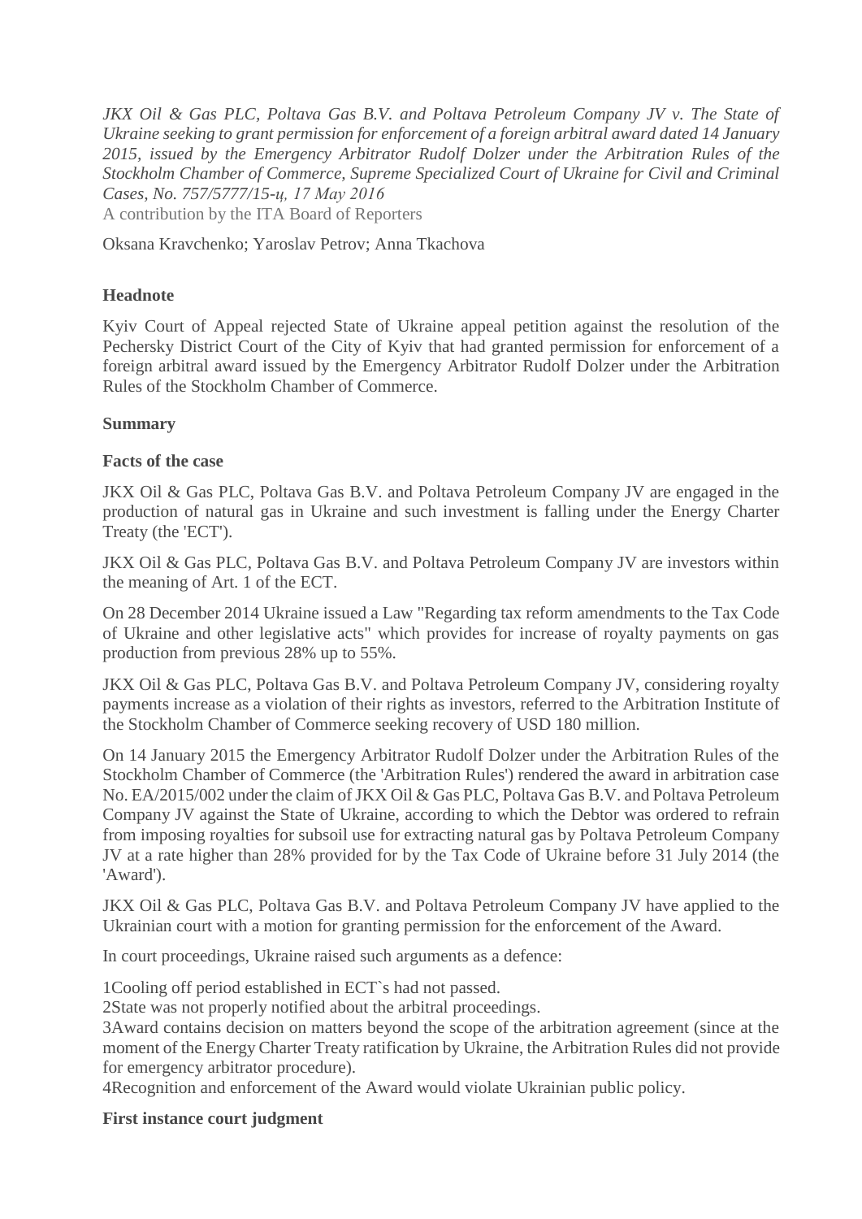*JKX Oil & Gas PLC, Poltava Gas B.V. and Poltava Petroleum Company JV v. The State of Ukraine seeking to grant permission for enforcement of a foreign arbitral award dated 14 January 2015, issued by the Emergency Arbitrator Rudolf Dolzer under the Arbitration Rules of the Stockholm Chamber of Commerce, Supreme Specialized Court of Ukraine for Civil and Criminal Cases, No. 757/5777/15-ц, 17 May 2016*

A contribution by the ITA Board of Reporters

Oksana Kravchenko; Yaroslav Petrov; Anna Tkachova

**Headnote**

Kyiv Court of Appeal rejected State of Ukraine appeal petition against the resolution of the Pechersky District Court of the City of Kyiv that had granted permission for enforcement of a foreign arbitral award issued by the Emergency Arbitrator Rudolf Dolzer under the Arbitration Rules of the Stockholm Chamber of Commerce.

**Summary**

**Facts of the case**

JKX Oil & Gas PLC, Poltava Gas B.V. and Poltava Petroleum Company JV are engaged in the production of natural gas in Ukraine and such investment is falling under the Energy Charter Treaty (the 'ECT').

JKX Oil & Gas PLC, Poltava Gas B.V. and Poltava Petroleum Company JV are investors within the meaning of Art. 1 of the ECT.

On 28 December 2014 Ukraine issued a Law "Regarding tax reform amendments to the Tax Code of Ukraine and other legislative acts" which provides for increase of royalty payments on gas production from previous 28% up to 55%.

JKX Oil & Gas PLC, Poltava Gas B.V. and Poltava Petroleum Company JV, considering royalty payments increase as a violation of their rights as investors, referred to the Arbitration Institute of the Stockholm Chamber of Commerce seeking recovery of USD 180 million.

On 14 January 2015 the Emergency Arbitrator Rudolf Dolzer under the Arbitration Rules of the Stockholm Chamber of Commerce (the 'Arbitration Rules') rendered the award in arbitration case No. EA/2015/002 under the claim of JKX Oil & Gas PLC, Poltava Gas B.V. and Poltava Petroleum Company JV against the State of Ukraine, according to which the Debtor was ordered to refrain from imposing royalties for subsoil use for extracting natural gas by Poltava Petroleum Company JV at a rate higher than 28% provided for by the Tax Code of Ukraine before 31 July 2014 (the 'Award').

JKX Oil & Gas PLC, Poltava Gas B.V. and Poltava Petroleum Company JV have applied to the Ukrainian court with a motion for granting permission for the enforcement of the Award.

In court proceedings, Ukraine raised such arguments as a defence:

1Cooling off period established in ECT`s had not passed.
2State was not properly notified about the arbitral proceedings.
3Award contains decision on matters beyond the scope of the arbitration agreement (since at the moment of the Energy Charter Treaty ratification by Ukraine, the Arbitration Rules did not provide for emergency arbitrator procedure).
4Recognition and enforcement of the Award would violate Ukrainian public policy.

**First instance court judgment**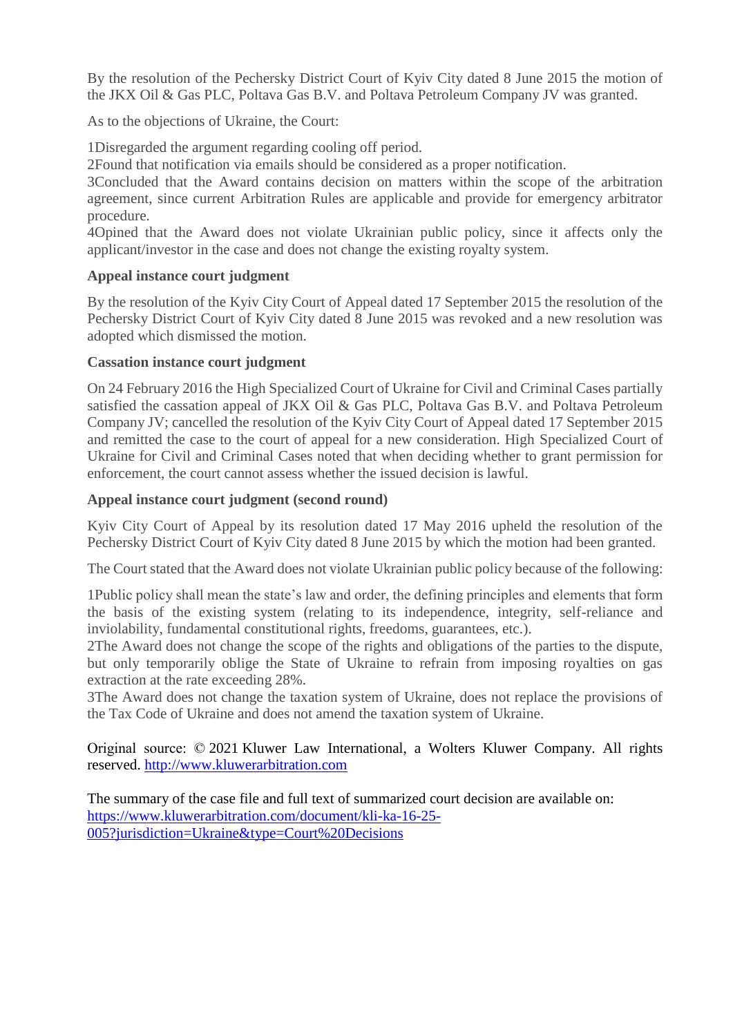By the resolution of the Pechersky District Court of Kyiv City dated 8 June 2015 the motion of the JKX Oil & Gas PLC, Poltava Gas B.V. and Poltava Petroleum Company JV was granted.

As to the objections of Ukraine, the Court:

1Disregarded the argument regarding cooling off period.
2Found that notification via emails should be considered as a proper notification.
3Concluded that the Award contains decision on matters within the scope of the arbitration agreement, since current Arbitration Rules are applicable and provide for emergency arbitrator procedure.
4Opined that the Award does not violate Ukrainian public policy, since it affects only the applicant/investor in the case and does not change the existing royalty system.

**Appeal instance court judgment**

By the resolution of the Kyiv City Court of Appeal dated 17 September 2015 the resolution of the Pechersky District Court of Kyiv City dated 8 June 2015 was revoked and a new resolution was adopted which dismissed the motion.

**Cassation instance court judgment**

On 24 February 2016 the High Specialized Court of Ukraine for Civil and Criminal Cases partially satisfied the cassation appeal of JKX Oil & Gas PLC, Poltava Gas B.V. and Poltava Petroleum Company JV; cancelled the resolution of the Kyiv City Court of Appeal dated 17 September 2015 and remitted the case to the court of appeal for a new consideration. High Specialized Court of Ukraine for Civil and Criminal Cases noted that when deciding whether to grant permission for enforcement, the court cannot assess whether the issued decision is lawful.

**Appeal instance court judgment (second round)**

Kyiv City Court of Appeal by its resolution dated 17 May 2016 upheld the resolution of the Pechersky District Court of Kyiv City dated 8 June 2015 by which the motion had been granted.

The Court stated that the Award does not violate Ukrainian public policy because of the following:

1Public policy shall mean the state's law and order, the defining principles and elements that form the basis of the existing system (relating to its independence, integrity, self-reliance and inviolability, fundamental constitutional rights, freedoms, guarantees, etc.).
2The Award does not change the scope of the rights and obligations of the parties to the dispute, but only temporarily oblige the State of Ukraine to refrain from imposing royalties on gas extraction at the rate exceeding 28%.
3The Award does not change the taxation system of Ukraine, does not replace the provisions of the Tax Code of Ukraine and does not amend the taxation system of Ukraine.

Original source: © 2021 Kluwer Law International, a Wolters Kluwer Company. All rights reserved. http://www.kluwerarbitration.com

The summary of the case file and full text of summarized court decision are available on: https://www.kluwerarbitration.com/document/kli-ka-16-25-005?jurisdiction=Ukraine&type=Court%20Decisions